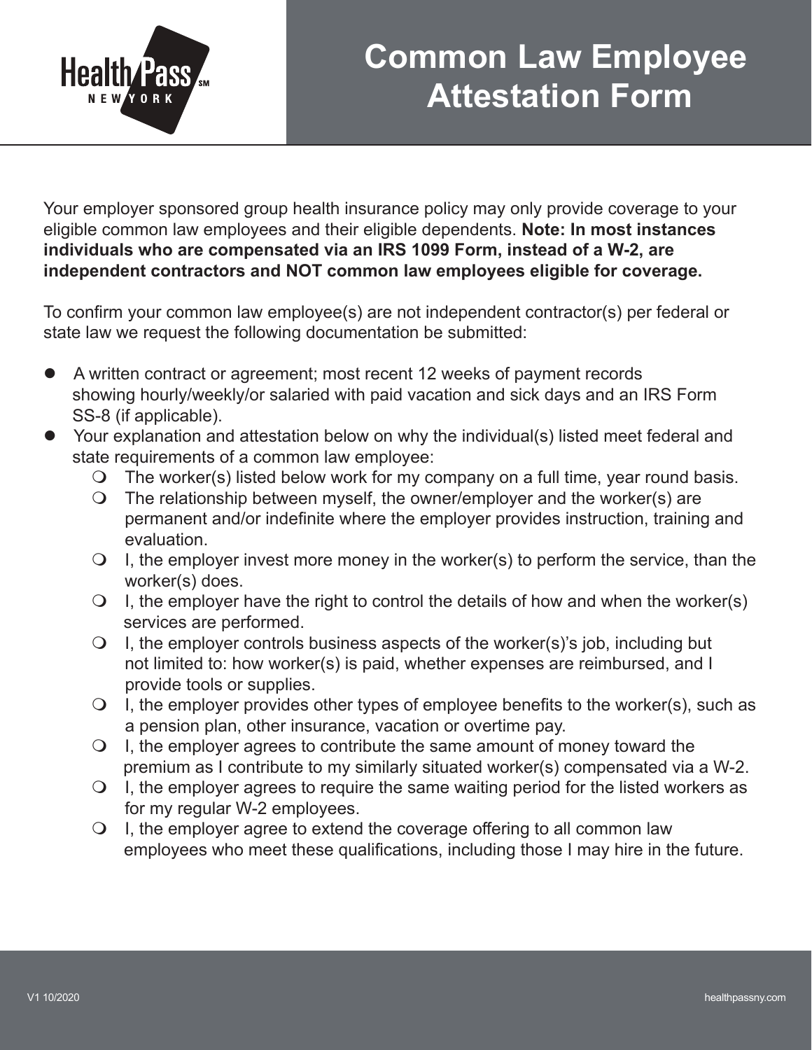# Common Law Employee Attestation Form

Your employer sponsored group health insurance policy may only provide coverage to your eligible common law employees and their eligible dependents. **Note: In most instances individuals who are compensated via an IRS 1099 Form, instead of a W-2, are independent contractors and NOT common law employees eligible for coverage.**

To confirm your common law employee(s) are not independent contractor(s) per federal or state law we request the following documentation be submitted:

- A written contract or agreement; most recent 12 weeks of payment records showing hourly/weekly/or salaried with paid vacation and sick days and an IRS Form SS-8 (if applicable).
- Your explanation and attestation below on why the individual(s) listed meet federal and state requirements of a common law employee:
  - ❍ The worker(s) listed below work for my company on a full time, year round basis.
  - ❍ The relationship between myself, the owner/employer and the worker(s) are permanent and/or indefinite where the employer provides instruction, training and evaluation.
  - ❍ I, the employer invest more money in the worker(s) to perform the service, than the worker(s) does.
  - ❍ I, the employer have the right to control the details of how and when the worker(s) services are performed.
  - ❍ I, the employer controls business aspects of the worker(s)'s job, including but not limited to: how worker(s) is paid, whether expenses are reimbursed, and I provide tools or supplies.
  - ❍ I, the employer provides other types of employee benefits to the worker(s), such as a pension plan, other insurance, vacation or overtime pay.
  - ❍ I, the employer agrees to contribute the same amount of money toward the premium as I contribute to my similarly situated worker(s) compensated via a W-2.
  - ❍ I, the employer agrees to require the same waiting period for the listed workers as for my regular W-2 employees.
  - ❍ I, the employer agree to extend the coverage offering to all common law employees who meet these qualifications, including those I may hire in the future.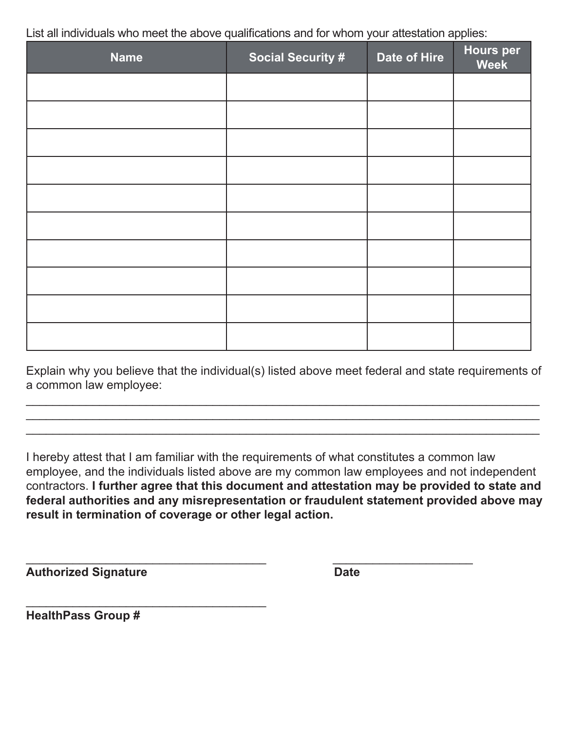List all individuals who meet the above qualifications and for whom your attestation applies:

| Name | Social Security # | Date of Hire | Hours per Week |
|---|---|---|---|
| | | | |
| | | | |
| | | | |
| | | | |
| | | | |
| | | | |
| | | | |
| | | | |
| | | | |
| | | | |

Explain why you believe that the individual(s) listed above meet federal and state requirements of a common law employee:

\_\_\_\_\_\_\_\_\_\_\_\_\_\_\_\_\_\_\_\_\_\_\_\_\_\_\_\_\_\_\_\_\_\_\_\_\_\_\_\_\_\_\_\_\_\_\_\_\_\_\_\_\_\_\_\_\_\_\_\_\_\_\_\_\_\_\_\_\_\_\_\_\_\_

\_\_\_\_\_\_\_\_\_\_\_\_\_\_\_\_\_\_\_\_\_\_\_\_\_\_\_\_\_\_\_\_\_\_\_\_\_\_\_\_\_\_\_\_\_\_\_\_\_\_\_\_\_\_\_\_\_\_\_\_\_\_\_\_\_\_\_\_\_\_\_\_\_\_

\_\_\_\_\_\_\_\_\_\_\_\_\_\_\_\_\_\_\_\_\_\_\_\_\_\_\_\_\_\_\_\_\_\_\_\_\_\_\_\_\_\_\_\_\_\_\_\_\_\_\_\_\_\_\_\_\_\_\_\_\_\_\_\_\_\_\_\_\_\_\_\_\_\_

I hereby attest that I am familiar with the requirements of what constitutes a common law employee, and the individuals listed above are my common law employees and not independent contractors. **I further agree that this document and attestation may be provided to state and federal authorities and any misrepresentation or fraudulent statement provided above may result in termination of coverage or other legal action.**

\_\_\_\_\_\_\_\_\_\_\_\_\_\_\_\_\_\_\_\_\_\_\_\_\_\_\_\_\_\_\_\_\_\_\_\_\_\_ \_\_\_\_\_\_\_\_\_\_\_\_\_\_\_\_\_\_\_\_\_\_

**Authorized Signature** **Date**

\_\_\_\_\_\_\_\_\_\_\_\_\_\_\_\_\_\_\_\_\_\_\_\_\_\_\_\_\_\_\_\_\_\_\_\_\_\_

**HealthPass Group #**